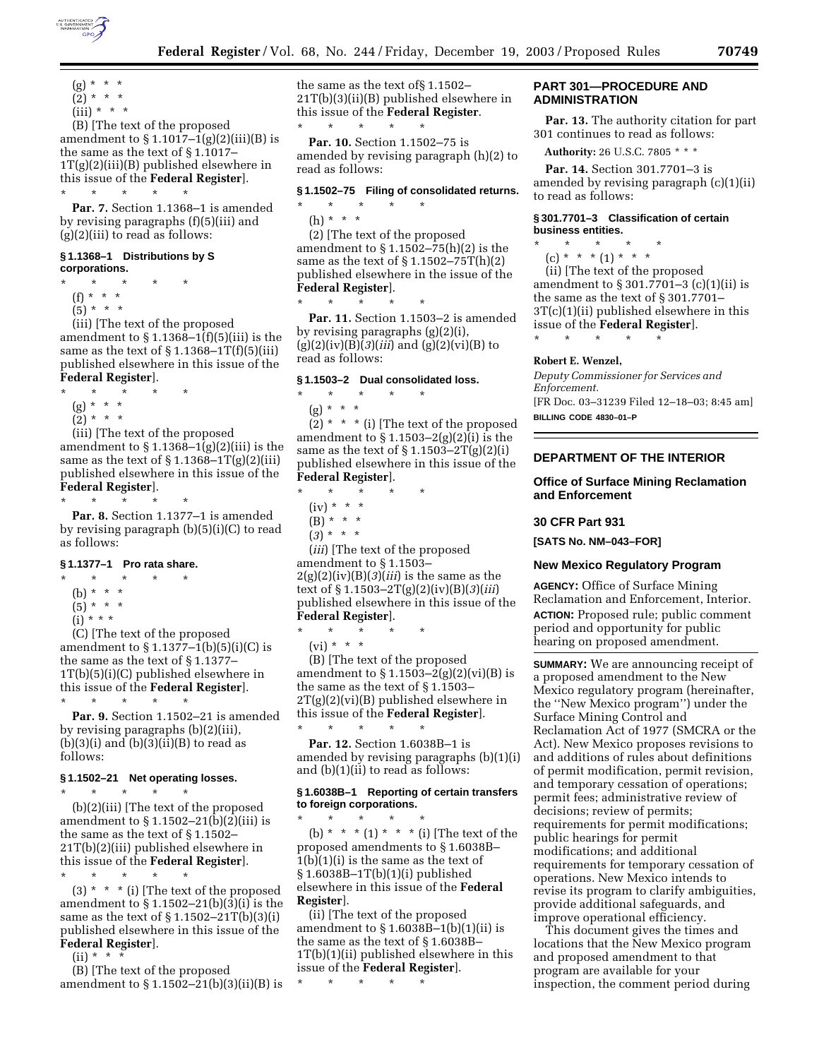(g) * * *

(2) * * *

(iii) * * *

(B) [The text of the proposed amendment to § 1.1017–1(g)(2)(iii)(B) is the same as the text of § 1.1017–1T(g)(2)(iii)(B) published elsewhere in this issue of the **Federal Register**].

\* \* \* \* \*

**Par. 7.** Section 1.1368–1 is amended by revising paragraphs (f)(5)(iii) and (g)(2)(iii) to read as follows:

### § 1.1368–1 Distributions by S corporations.

\* \* \* \* \*

(f) * * *

(5) * * *

(iii) [The text of the proposed amendment to § 1.1368–1(f)(5)(iii) is the same as the text of § 1.1368–1T(f)(5)(iii) published elsewhere in this issue of the **Federal Register**].

\* \* \* \* \*

(g) * * *

(2) * * *

(iii) [The text of the proposed amendment to § 1.1368–1(g)(2)(iii) is the same as the text of § 1.1368–1T(g)(2)(iii) published elsewhere in this issue of the **Federal Register**].

\* \* \* \* \*

**Par. 8.** Section 1.1377–1 is amended by revising paragraph (b)(5)(i)(C) to read as follows:

### § 1.1377–1 Pro rata share.

\* \* \* \* \*

(b) * * *

(5) * * *

(i) * * *

(C) [The text of the proposed amendment to § 1.1377–1(b)(5)(i)(C) is the same as the text of § 1.1377–1T(b)(5)(i)(C) published elsewhere in this issue of the **Federal Register**].

\* \* \* \* \*

**Par. 9.** Section 1.1502–21 is amended by revising paragraphs (b)(2)(iii), (b)(3)(i) and (b)(3)(ii)(B) to read as follows:

### § 1.1502–21 Net operating losses.

\* \* \* \* \*

(b)(2)(iii) [The text of the proposed amendment to § 1.1502–21(b)(2)(iii) is the same as the text of § 1.1502–21T(b)(2)(iii) published elsewhere in this issue of the **Federal Register**].

\* \* \* \* \*

(3) * * * (i) [The text of the proposed amendment to § 1.1502–21(b)(3)(i) is the same as the text of § 1.1502–21T(b)(3)(i) published elsewhere in this issue of the **Federal Register**].

(ii) * * *

(B) [The text of the proposed amendment to § 1.1502–21(b)(3)(ii)(B) is the same as the text of§ 1.1502–21T(b)(3)(ii)(B) published elsewhere in this issue of the **Federal Register**.

\* \* \* \* \*

**Par. 10.** Section 1.1502–75 is amended by revising paragraph (h)(2) to read as follows:

### § 1.1502–75 Filing of consolidated returns.

\* \* \* \* \*

(h) * * *

(2) [The text of the proposed amendment to § 1.1502–75(h)(2) is the same as the text of § 1.1502–75T(h)(2) published elsewhere in the issue of the **Federal Register**].

\* \* \* \* \*

**Par. 11.** Section 1.1503–2 is amended by revising paragraphs (g)(2)(i), (g)(2)(iv)(B)(*3*)(*iii*) and (g)(2)(vi)(B) to read as follows:

### § 1.1503–2 Dual consolidated loss.

\* \* \* \* \*

(g) * * *

(2) * * * (i) [The text of the proposed amendment to § 1.1503–2(g)(2)(i) is the same as the text of § 1.1503–2T(g)(2)(i) published elsewhere in this issue of the **Federal Register**].

\* \* \* \* \*

(iv) * * *

(B) * * *

(*3*) * * *

(*iii*) [The text of the proposed amendment to § 1.1503–2(g)(2)(iv)(B)(*3*)(*iii*) is the same as the text of § 1.1503–2T(g)(2)(iv)(B)(*3*)(*iii*) published elsewhere in this issue of the **Federal Register**].

\* \* \* \* \*

(vi) * * *

(B) [The text of the proposed amendment to § 1.1503–2(g)(2)(vi)(B) is the same as the text of § 1.1503–2T(g)(2)(vi)(B) published elsewhere in this issue of the **Federal Register**].

\* \* \* \* \*

**Par. 12.** Section 1.6038B–1 is amended by revising paragraphs (b)(1)(i) and (b)(1)(ii) to read as follows:

### § 1.6038B–1 Reporting of certain transfers to foreign corporations.

\* \* \* \* \*

(b) * * * (1) * * * (i) [The text of the proposed amendments to § 1.6038B–1(b)(1)(i) is the same as the text of § 1.6038B–1T(b)(1)(i) published elsewhere in this issue of the **Federal Register**].

(ii) [The text of the proposed amendment to § 1.6038B–1(b)(1)(ii) is the same as the text of § 1.6038B–1T(b)(1)(ii) published elsewhere in this issue of the **Federal Register**].

\* \* \* \* \*

## PART 301—PROCEDURE AND ADMINISTRATION

**Par. 13.** The authority citation for part 301 continues to read as follows:

**Authority:** 26 U.S.C. 7805 * * *

**Par. 14.** Section 301.7701–3 is amended by revising paragraph (c)(1)(ii) to read as follows:

### § 301.7701–3 Classification of certain business entities.

\* \* \* \* \*

(c) * * * (1) * * *

(ii) [The text of the proposed amendment to § 301.7701–3 (c)(1)(ii) is the same as the text of § 301.7701–3T(c)(1)(ii) published elsewhere in this issue of the **Federal Register**].

\* \* \* \* \*

**Robert E. Wenzel,**

*Deputy Commissioner for Services and Enforcement.*

[FR Doc. 03–31239 Filed 12–18–03; 8:45 am]

**BILLING CODE 4830–01–P**

## DEPARTMENT OF THE INTERIOR

### Office of Surface Mining Reclamation and Enforcement

### 30 CFR Part 931

**[SATS No. NM–043–FOR]**

### New Mexico Regulatory Program

**AGENCY:** Office of Surface Mining Reclamation and Enforcement, Interior.

**ACTION:** Proposed rule; public comment period and opportunity for public hearing on proposed amendment.

**SUMMARY:** We are announcing receipt of a proposed amendment to the New Mexico regulatory program (hereinafter, the ''New Mexico program'') under the Surface Mining Control and Reclamation Act of 1977 (SMCRA or the Act). New Mexico proposes revisions to and additions of rules about definitions of permit modification, permit revision, and temporary cessation of operations; permit fees; administrative review of decisions; review of permits; requirements for permit modifications; public hearings for permit modifications; and additional requirements for temporary cessation of operations. New Mexico intends to revise its program to clarify ambiguities, provide additional safeguards, and improve operational efficiency.

This document gives the times and locations that the New Mexico program and proposed amendment to that program are available for your inspection, the comment period during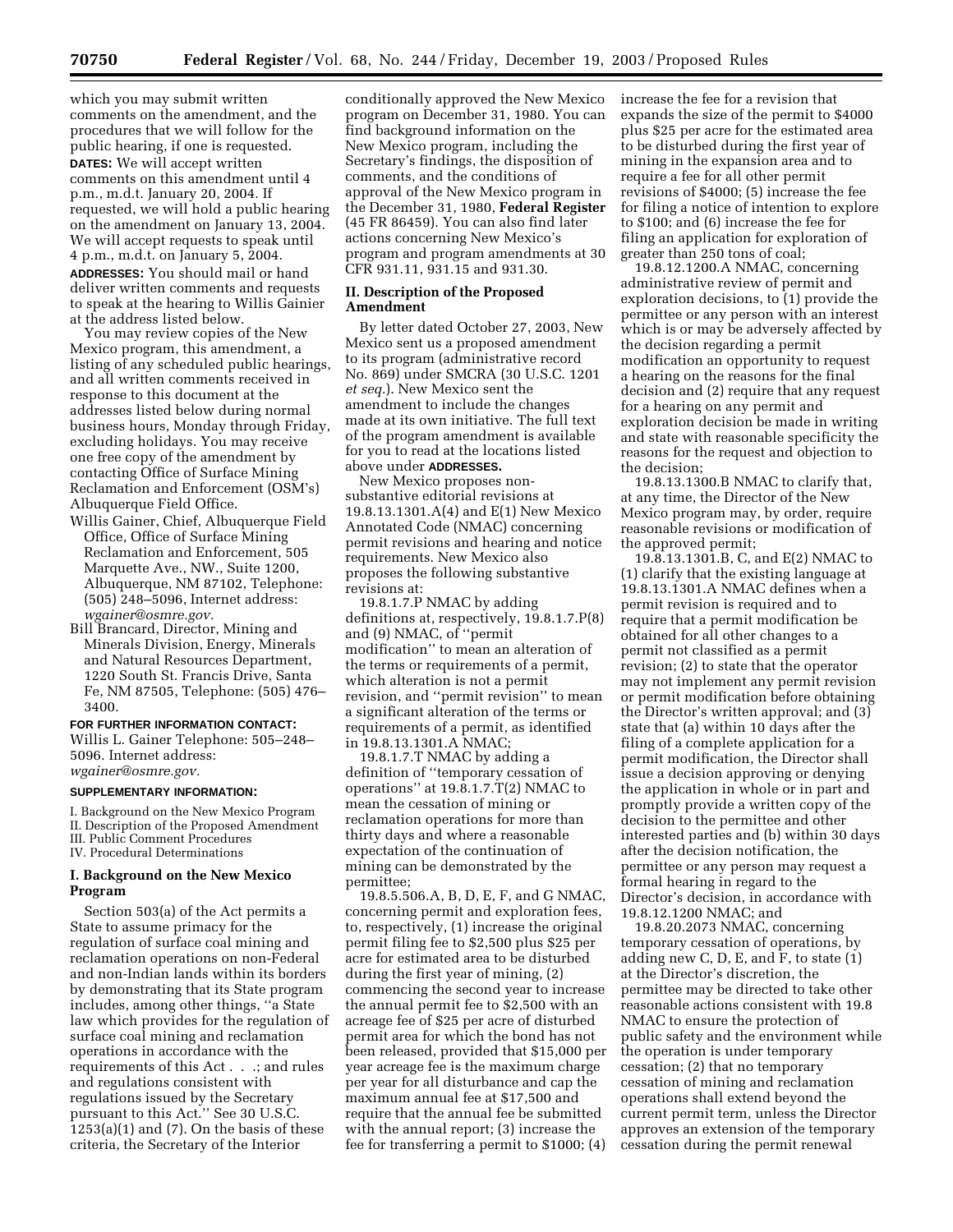which you may submit written comments on the amendment, and the procedures that we will follow for the public hearing, if one is requested.

**DATES:** We will accept written comments on this amendment until 4 p.m., m.d.t. January 20, 2004. If requested, we will hold a public hearing on the amendment on January 13, 2004. We will accept requests to speak until 4 p.m., m.d.t. on January 5, 2004.

**ADDRESSES:** You should mail or hand deliver written comments and requests to speak at the hearing to Willis Gainier at the address listed below.

You may review copies of the New Mexico program, this amendment, a listing of any scheduled public hearings, and all written comments received in response to this document at the addresses listed below during normal business hours, Monday through Friday, excluding holidays. You may receive one free copy of the amendment by contacting Office of Surface Mining Reclamation and Enforcement (OSM's) Albuquerque Field Office.

Willis Gainer, Chief, Albuquerque Field Office, Office of Surface Mining Reclamation and Enforcement, 505 Marquette Ave., NW., Suite 1200, Albuquerque, NM 87102, Telephone: (505) 248–5096, Internet address: *wgainer@osmre.gov.*

Bill Brancard, Director, Mining and Minerals Division, Energy, Minerals and Natural Resources Department, 1220 South St. Francis Drive, Santa Fe, NM 87505, Telephone: (505) 476–3400.

**FOR FURTHER INFORMATION CONTACT:** Willis L. Gainer Telephone: 505–248–5096. Internet address: *wgainer@osmre.gov.*

**SUPPLEMENTARY INFORMATION:**

I. Background on the New Mexico Program
II. Description of the Proposed Amendment
III. Public Comment Procedures
IV. Procedural Determinations

## I. Background on the New Mexico Program

Section 503(a) of the Act permits a State to assume primacy for the regulation of surface coal mining and reclamation operations on non-Federal and non-Indian lands within its borders by demonstrating that its State program includes, among other things, "a State law which provides for the regulation of surface coal mining and reclamation operations in accordance with the requirements of this Act . . .; and rules and regulations consistent with regulations issued by the Secretary pursuant to this Act." See 30 U.S.C. 1253(a)(1) and (7). On the basis of these criteria, the Secretary of the Interior conditionally approved the New Mexico program on December 31, 1980. You can find background information on the New Mexico program, including the Secretary's findings, the disposition of comments, and the conditions of approval of the New Mexico program in the December 31, 1980, **Federal Register** (45 FR 86459). You can also find later actions concerning New Mexico's program and program amendments at 30 CFR 931.11, 931.15 and 931.30.

## II. Description of the Proposed Amendment

By letter dated October 27, 2003, New Mexico sent us a proposed amendment to its program (administrative record No. 869) under SMCRA (30 U.S.C. 1201 *et seq.*). New Mexico sent the amendment to include the changes made at its own initiative. The full text of the program amendment is available for you to read at the locations listed above under **ADDRESSES.**

New Mexico proposes non-substantive editorial revisions at 19.8.13.1301.A(4) and E(1) New Mexico Annotated Code (NMAC) concerning permit revisions and hearing and notice requirements. New Mexico also proposes the following substantive revisions at:

19.8.1.7.P NMAC by adding definitions at, respectively, 19.8.1.7.P(8) and (9) NMAC, of "permit modification" to mean an alteration of the terms or requirements of a permit, which alteration is not a permit revision, and "permit revision" to mean a significant alteration of the terms or requirements of a permit, as identified in 19.8.13.1301.A NMAC;

19.8.1.7.T NMAC by adding a definition of "temporary cessation of operations" at 19.8.1.7.T(2) NMAC to mean the cessation of mining or reclamation operations for more than thirty days and where a reasonable expectation of the continuation of mining can be demonstrated by the permittee;

19.8.5.506.A, B, D, E, F, and G NMAC, concerning permit and exploration fees, to, respectively, (1) increase the original permit filing fee to $2,500 plus $25 per acre for estimated area to be disturbed during the first year of mining, (2) commencing the second year to increase the annual permit fee to $2,500 with an acreage fee of $25 per acre of disturbed permit area for which the bond has not been released, provided that $15,000 per year acreage fee is the maximum charge per year for all disturbance and cap the maximum annual fee at $17,500 and require that the annual fee be submitted with the annual report; (3) increase the fee for transferring a permit to $1000; (4) increase the fee for a revision that expands the size of the permit to $4000 plus $25 per acre for the estimated area to be disturbed during the first year of mining in the expansion area and to require a fee for all other permit revisions of $4000; (5) increase the fee for filing a notice of intention to explore to $100; and (6) increase the fee for filing an application for exploration of greater than 250 tons of coal;

19.8.12.1200.A NMAC, concerning administrative review of permit and exploration decisions, to (1) provide the permittee or any person with an interest which is or may be adversely affected by the decision regarding a permit modification an opportunity to request a hearing on the reasons for the final decision and (2) require that any request for a hearing on any permit and exploration decision be made in writing and state with reasonable specificity the reasons for the request and objection to the decision;

19.8.13.1300.B NMAC to clarify that, at any time, the Director of the New Mexico program may, by order, require reasonable revisions or modification of the approved permit;

19.8.13.1301.B, C, and E(2) NMAC to (1) clarify that the existing language at 19.8.13.1301.A NMAC defines when a permit revision is required and to require that a permit modification be obtained for all other changes to a permit not classified as a permit revision; (2) to state that the operator may not implement any permit revision or permit modification before obtaining the Director's written approval; and (3) state that (a) within 10 days after the filing of a complete application for a permit modification, the Director shall issue a decision approving or denying the application in whole or in part and promptly provide a written copy of the decision to the permittee and other interested parties and (b) within 30 days after the decision notification, the permittee or any person may request a formal hearing in regard to the Director's decision, in accordance with 19.8.12.1200 NMAC; and

19.8.20.2073 NMAC, concerning temporary cessation of operations, by adding new C, D, E, and F, to state (1) at the Director's discretion, the permittee may be directed to take other reasonable actions consistent with 19.8 NMAC to ensure the protection of public safety and the environment while the operation is under temporary cessation; (2) that no temporary cessation of mining and reclamation operations shall extend beyond the current permit term, unless the Director approves an extension of the temporary cessation during the permit renewal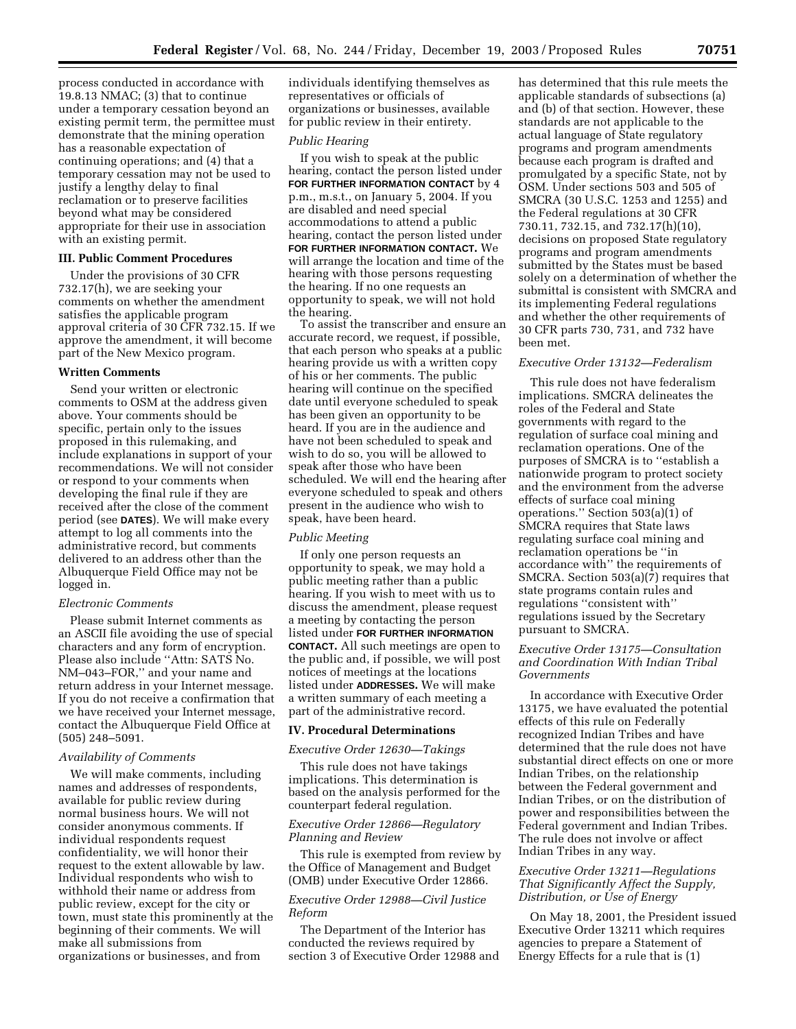process conducted in accordance with 19.8.13 NMAC; (3) that to continue under a temporary cessation beyond an existing permit term, the permittee must demonstrate that the mining operation has a reasonable expectation of continuing operations; and (4) that a temporary cessation may not be used to justify a lengthy delay to final reclamation or to preserve facilities beyond what may be considered appropriate for their use in association with an existing permit.

## III. Public Comment Procedures

Under the provisions of 30 CFR 732.17(h), we are seeking your comments on whether the amendment satisfies the applicable program approval criteria of 30 CFR 732.15. If we approve the amendment, it will become part of the New Mexico program.

### Written Comments

Send your written or electronic comments to OSM at the address given above. Your comments should be specific, pertain only to the issues proposed in this rulemaking, and include explanations in support of your recommendations. We will not consider or respond to your comments when developing the final rule if they are received after the close of the comment period (see **DATES**). We will make every attempt to log all comments into the administrative record, but comments delivered to an address other than the Albuquerque Field Office may not be logged in.

### *Electronic Comments*

Please submit Internet comments as an ASCII file avoiding the use of special characters and any form of encryption. Please also include ''Attn: SATS No. NM–043–FOR,'' and your name and return address in your Internet message. If you do not receive a confirmation that we have received your Internet message, contact the Albuquerque Field Office at (505) 248–5091.

### *Availability of Comments*

We will make comments, including names and addresses of respondents, available for public review during normal business hours. We will not consider anonymous comments. If individual respondents request confidentiality, we will honor their request to the extent allowable by law. Individual respondents who wish to withhold their name or address from public review, except for the city or town, must state this prominently at the beginning of their comments. We will make all submissions from organizations or businesses, and from individuals identifying themselves as representatives or officials of organizations or businesses, available for public review in their entirety.

### *Public Hearing*

If you wish to speak at the public hearing, contact the person listed under **FOR FURTHER INFORMATION CONTACT** by 4 p.m., m.s.t., on January 5, 2004. If you are disabled and need special accommodations to attend a public hearing, contact the person listed under **FOR FURTHER INFORMATION CONTACT.** We will arrange the location and time of the hearing with those persons requesting the hearing. If no one requests an opportunity to speak, we will not hold the hearing.

To assist the transcriber and ensure an accurate record, we request, if possible, that each person who speaks at a public hearing provide us with a written copy of his or her comments. The public hearing will continue on the specified date until everyone scheduled to speak has been given an opportunity to be heard. If you are in the audience and have not been scheduled to speak and wish to do so, you will be allowed to speak after those who have been scheduled. We will end the hearing after everyone scheduled to speak and others present in the audience who wish to speak, have been heard.

### *Public Meeting*

If only one person requests an opportunity to speak, we may hold a public meeting rather than a public hearing. If you wish to meet with us to discuss the amendment, please request a meeting by contacting the person listed under **FOR FURTHER INFORMATION CONTACT.** All such meetings are open to the public and, if possible, we will post notices of meetings at the locations listed under **ADDRESSES.** We will make a written summary of each meeting a part of the administrative record.

## IV. Procedural Determinations

### *Executive Order 12630—Takings*

This rule does not have takings implications. This determination is based on the analysis performed for the counterpart federal regulation.

### *Executive Order 12866—Regulatory Planning and Review*

This rule is exempted from review by the Office of Management and Budget (OMB) under Executive Order 12866.

### *Executive Order 12988—Civil Justice Reform*

The Department of the Interior has conducted the reviews required by section 3 of Executive Order 12988 and has determined that this rule meets the applicable standards of subsections (a) and (b) of that section. However, these standards are not applicable to the actual language of State regulatory programs and program amendments because each program is drafted and promulgated by a specific State, not by OSM. Under sections 503 and 505 of SMCRA (30 U.S.C. 1253 and 1255) and the Federal regulations at 30 CFR 730.11, 732.15, and 732.17(h)(10), decisions on proposed State regulatory programs and program amendments submitted by the States must be based solely on a determination of whether the submittal is consistent with SMCRA and its implementing Federal regulations and whether the other requirements of 30 CFR parts 730, 731, and 732 have been met.

### *Executive Order 13132—Federalism*

This rule does not have federalism implications. SMCRA delineates the roles of the Federal and State governments with regard to the regulation of surface coal mining and reclamation operations. One of the purposes of SMCRA is to ''establish a nationwide program to protect society and the environment from the adverse effects of surface coal mining operations.'' Section 503(a)(1) of SMCRA requires that State laws regulating surface coal mining and reclamation operations be ''in accordance with'' the requirements of SMCRA. Section 503(a)(7) requires that state programs contain rules and regulations ''consistent with'' regulations issued by the Secretary pursuant to SMCRA.

### *Executive Order 13175—Consultation and Coordination With Indian Tribal Governments*

In accordance with Executive Order 13175, we have evaluated the potential effects of this rule on Federally recognized Indian Tribes and have determined that the rule does not have substantial direct effects on one or more Indian Tribes, on the relationship between the Federal government and Indian Tribes, or on the distribution of power and responsibilities between the Federal government and Indian Tribes. The rule does not involve or affect Indian Tribes in any way.

### *Executive Order 13211—Regulations That Significantly Affect the Supply, Distribution, or Use of Energy*

On May 18, 2001, the President issued Executive Order 13211 which requires agencies to prepare a Statement of Energy Effects for a rule that is (1)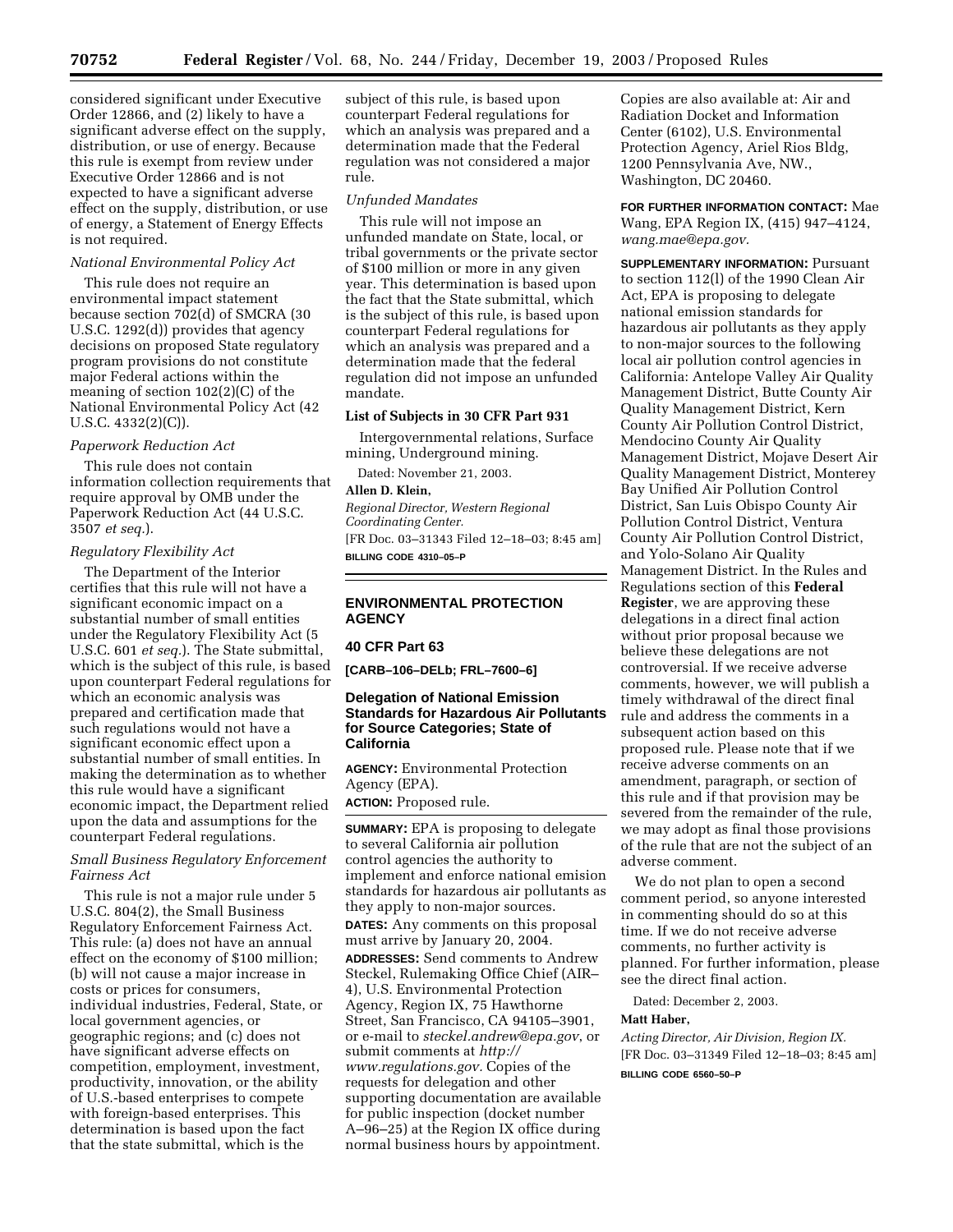considered significant under Executive Order 12866, and (2) likely to have a significant adverse effect on the supply, distribution, or use of energy. Because this rule is exempt from review under Executive Order 12866 and is not expected to have a significant adverse effect on the supply, distribution, or use of energy, a Statement of Energy Effects is not required.

*National Environmental Policy Act*

This rule does not require an environmental impact statement because section 702(d) of SMCRA (30 U.S.C. 1292(d)) provides that agency decisions on proposed State regulatory program provisions do not constitute major Federal actions within the meaning of section 102(2)(C) of the National Environmental Policy Act (42 U.S.C. 4332(2)(C)).

*Paperwork Reduction Act*

This rule does not contain information collection requirements that require approval by OMB under the Paperwork Reduction Act (44 U.S.C. 3507 *et seq.*).

*Regulatory Flexibility Act*

The Department of the Interior certifies that this rule will not have a significant economic impact on a substantial number of small entities under the Regulatory Flexibility Act (5 U.S.C. 601 *et seq.*). The State submittal, which is the subject of this rule, is based upon counterpart Federal regulations for which an economic analysis was prepared and certification made that such regulations would not have a significant economic effect upon a substantial number of small entities. In making the determination as to whether this rule would have a significant economic impact, the Department relied upon the data and assumptions for the counterpart Federal regulations.

*Small Business Regulatory Enforcement Fairness Act*

This rule is not a major rule under 5 U.S.C. 804(2), the Small Business Regulatory Enforcement Fairness Act. This rule: (a) does not have an annual effect on the economy of $100 million; (b) will not cause a major increase in costs or prices for consumers, individual industries, Federal, State, or local government agencies, or geographic regions; and (c) does not have significant adverse effects on competition, employment, investment, productivity, innovation, or the ability of U.S.-based enterprises to compete with foreign-based enterprises. This determination is based upon the fact that the state submittal, which is the subject of this rule, is based upon counterpart Federal regulations for which an analysis was prepared and a determination made that the Federal regulation was not considered a major rule.

*Unfunded Mandates*

This rule will not impose an unfunded mandate on State, local, or tribal governments or the private sector of $100 million or more in any given year. This determination is based upon the fact that the State submittal, which is the subject of this rule, is based upon counterpart Federal regulations for which an analysis was prepared and a determination made that the federal regulation did not impose an unfunded mandate.

**List of Subjects in 30 CFR Part 931**

Intergovernmental relations, Surface mining, Underground mining.

Dated: November 21, 2003.

**Allen D. Klein,**

*Regional Director, Western Regional Coordinating Center.*

[FR Doc. 03–31343 Filed 12–18–03; 8:45 am]

**BILLING CODE 4310–05–P**

---

## ENVIRONMENTAL PROTECTION AGENCY

### 40 CFR Part 63

**[CARB–106–DELb; FRL–7600–6]**

### Delegation of National Emission Standards for Hazardous Air Pollutants for Source Categories; State of California

**AGENCY:** Environmental Protection Agency (EPA).

**ACTION:** Proposed rule.

**SUMMARY:** EPA is proposing to delegate to several California air pollution control agencies the authority to implement and enforce national emision standards for hazardous air pollutants as they apply to non-major sources.

**DATES:** Any comments on this proposal must arrive by January 20, 2004.

**ADDRESSES:** Send comments to Andrew Steckel, Rulemaking Office Chief (AIR–4), U.S. Environmental Protection Agency, Region IX, 75 Hawthorne Street, San Francisco, CA 94105–3901, or e-mail to *steckel.andrew@epa.gov*, or submit comments at *http://www.regulations.gov.* Copies of the requests for delegation and other supporting documentation are available for public inspection (docket number A–96–25) at the Region IX office during normal business hours by appointment. Copies are also available at: Air and Radiation Docket and Information Center (6102), U.S. Environmental Protection Agency, Ariel Rios Bldg, 1200 Pennsylvania Ave, NW., Washington, DC 20460.

**FOR FURTHER INFORMATION CONTACT:** Mae Wang, EPA Region IX, (415) 947–4124, *wang.mae@epa.gov.*

**SUPPLEMENTARY INFORMATION:** Pursuant to section 112(l) of the 1990 Clean Air Act, EPA is proposing to delegate national emission standards for hazardous air pollutants as they apply to non-major sources to the following local air pollution control agencies in California: Antelope Valley Air Quality Management District, Butte County Air Quality Management District, Kern County Air Pollution Control District, Mendocino County Air Quality Management District, Mojave Desert Air Quality Management District, Monterey Bay Unified Air Pollution Control District, San Luis Obispo County Air Pollution Control District, Ventura County Air Pollution Control District, and Yolo-Solano Air Quality Management District. In the Rules and Regulations section of this **Federal Register**, we are approving these delegations in a direct final action without prior proposal because we believe these delegations are not controversial. If we receive adverse comments, however, we will publish a timely withdrawal of the direct final rule and address the comments in a subsequent action based on this proposed rule. Please note that if we receive adverse comments on an amendment, paragraph, or section of this rule and if that provision may be severed from the remainder of the rule, we may adopt as final those provisions of the rule that are not the subject of an adverse comment.

We do not plan to open a second comment period, so anyone interested in commenting should do so at this time. If we do not receive adverse comments, no further activity is planned. For further information, please see the direct final action.

Dated: December 2, 2003.

**Matt Haber,**

*Acting Director, Air Division, Region IX.*

[FR Doc. 03–31349 Filed 12–18–03; 8:45 am]

**BILLING CODE 6560–50–P**